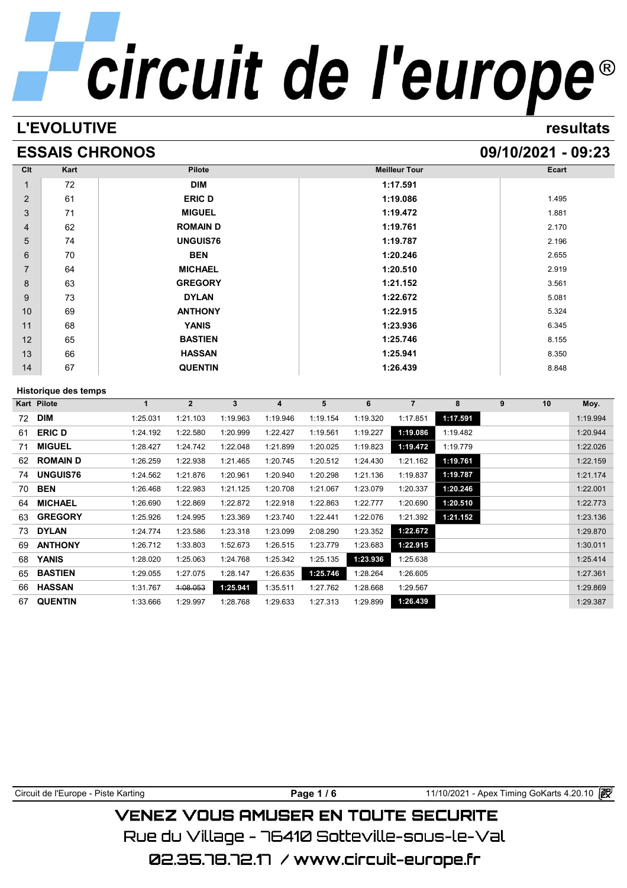# circuit de l'europe®

## L'EVOLUTIVE

resultats

## ESSAIS CHRONOS

09/10/2021 - 09:23

| Clt | Kart | Pilote | Meilleur Tour | Ecart |
|---|---|---|---|---|
| 1 | 72 | DIM | 1:17.591 | |
| 2 | 61 | ERIC D | 1:19.086 | 1.495 |
| 3 | 71 | MIGUEL | 1:19.472 | 1.881 |
| 4 | 62 | ROMAIN D | 1:19.761 | 2.170 |
| 5 | 74 | UNGUIS76 | 1:19.787 | 2.196 |
| 6 | 70 | BEN | 1:20.246 | 2.655 |
| 7 | 64 | MICHAEL | 1:20.510 | 2.919 |
| 8 | 63 | GREGORY | 1:21.152 | 3.561 |
| 9 | 73 | DYLAN | 1:22.672 | 5.081 |
| 10 | 69 | ANTHONY | 1:22.915 | 5.324 |
| 11 | 68 | YANIS | 1:23.936 | 6.345 |
| 12 | 65 | BASTIEN | 1:25.746 | 8.155 |
| 13 | 66 | HASSAN | 1:25.941 | 8.350 |
| 14 | 67 | QUENTIN | 1:26.439 | 8.848 |

### Historique des temps

| Kart | Pilote | 1 | 2 | 3 | 4 | 5 | 6 | 7 | 8 | 9 | 10 | Moy. |
|---|---|---|---|---|---|---|---|---|---|---|---|---|
| 72 | DIM | 1:25.031 | 1:21.103 | 1:19.963 | 1:19.946 | 1:19.154 | 1:19.320 | 1:17.851 | **1:17.591** | | | 1:19.994 |
| 61 | ERIC D | 1:24.192 | 1:22.580 | 1:20.999 | 1:22.427 | 1:19.561 | 1:19.227 | **1:19.086** | 1:19.482 | | | 1:20.944 |
| 71 | MIGUEL | 1:28.427 | 1:24.742 | 1:22.048 | 1:21.899 | 1:20.025 | 1:19.823 | **1:19.472** | 1:19.779 | | | 1:22.026 |
| 62 | ROMAIN D | 1:26.259 | 1:22.938 | 1:21.465 | 1:20.745 | 1:20.512 | 1:24.430 | 1:21.162 | **1:19.761** | | | 1:22.159 |
| 74 | UNGUIS76 | 1:24.562 | 1:21.876 | 1:20.961 | 1:20.940 | 1:20.298 | 1:21.136 | 1:19.837 | **1:19.787** | | | 1:21.174 |
| 70 | BEN | 1:26.468 | 1:22.983 | 1:21.125 | 1:20.708 | 1:21.067 | 1:23.079 | 1:20.337 | **1:20.246** | | | 1:22.001 |
| 64 | MICHAEL | 1:26.690 | 1:22.869 | 1:22.872 | 1:22.918 | 1:22.863 | 1:22.777 | 1:20.690 | **1:20.510** | | | 1:22.773 |
| 63 | GREGORY | 1:25.926 | 1:24.995 | 1:23.369 | 1:23.740 | 1:22.441 | 1:22.076 | 1:21.392 | **1:21.152** | | | 1:23.136 |
| 73 | DYLAN | 1:24.774 | 1:23.586 | 1:23.318 | 1:23.099 | 2:08.290 | 1:23.352 | **1:22.672** | | | | 1:29.870 |
| 69 | ANTHONY | 1:26.712 | 1:33.803 | 1:52.673 | 1:26.515 | 1:23.779 | 1:23.683 | **1:22.915** | | | | 1:30.011 |
| 68 | YANIS | 1:28.020 | 1:25.063 | 1:24.768 | 1:25.342 | 1:25.135 | **1:23.936** | 1:25.638 | | | | 1:25.414 |
| 65 | BASTIEN | 1:29.055 | 1:27.075 | 1:28.147 | 1:26.635 | **1:25.746** | 1:28.264 | 1:26.605 | | | | 1:27.361 |
| 66 | HASSAN | 1:31.767 | ~~1:08.053~~ | **1:25.941** | 1:35.511 | 1:27.762 | 1:28.668 | 1:29.567 | | | | 1:29.869 |
| 67 | QUENTIN | 1:33.666 | 1:29.997 | 1:28.768 | 1:29.633 | 1:27.313 | 1:29.899 | **1:26.439** | | | | 1:29.387 |

Circuit de l'Europe - Piste Karting — 11/10/2021 - Apex Timing GoKarts 4.20.10

VENEZ VOUS AMUSER EN TOUTE SECURITE
Rue du Village - 76410 Sotteville-sous-le-Val
02.35.78.72.17 / www.circuit-europe.fr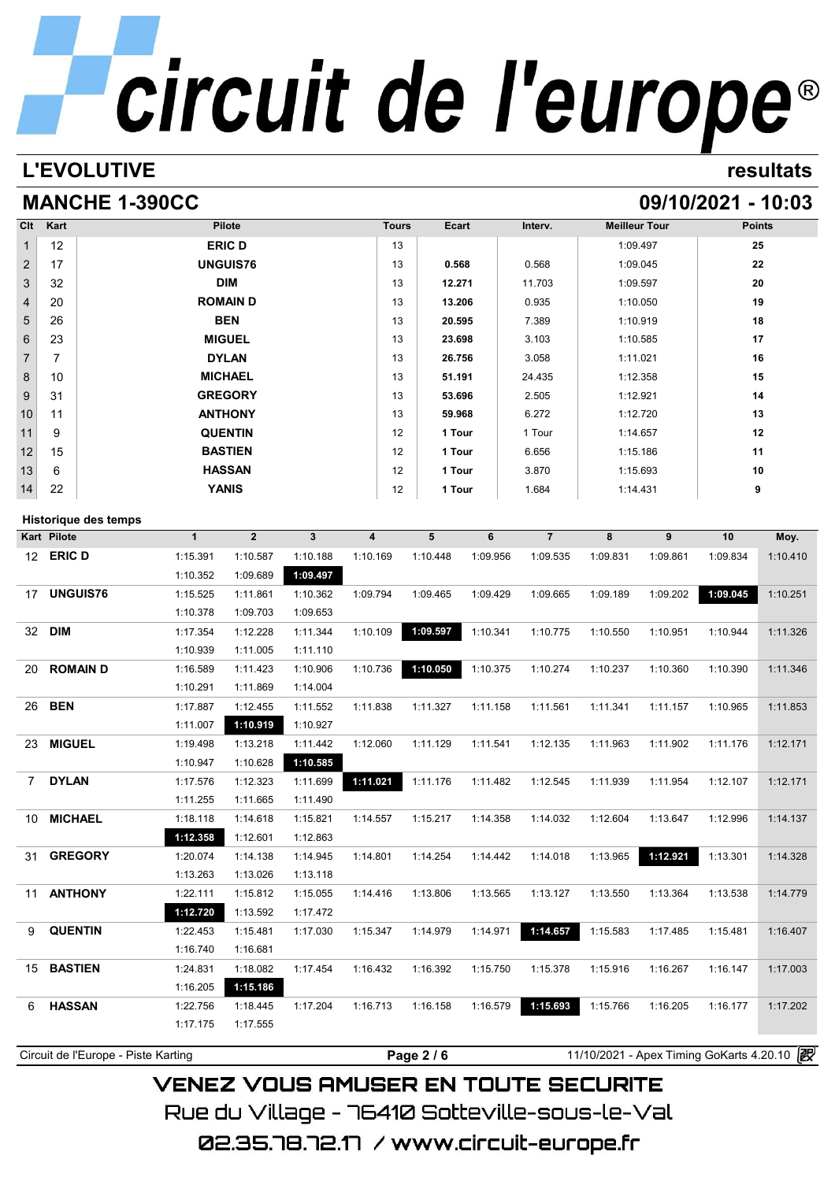# circuit de l'europe®

## L'EVOLUTIVE — resultats

## MANCHE 1-390CC — 09/10/2021 - 10:03

| Clt | Kart | Pilote | Tours | Ecart | Interv. | Meilleur Tour | Points |
|---|---|---|---|---|---|---|---|
| 1 | 12 | **ERIC D** | 13 | | | 1:09.497 | **25** |
| 2 | 17 | **UNGUIS76** | 13 | **0.568** | 0.568 | 1:09.045 | **22** |
| 3 | 32 | **DIM** | 13 | **12.271** | 11.703 | 1:09.597 | **20** |
| 4 | 20 | **ROMAIN D** | 13 | **13.206** | 0.935 | 1:10.050 | **19** |
| 5 | 26 | **BEN** | 13 | **20.595** | 7.389 | 1:10.919 | **18** |
| 6 | 23 | **MIGUEL** | 13 | **23.698** | 3.103 | 1:10.585 | **17** |
| 7 | 7 | **DYLAN** | 13 | **26.756** | 3.058 | 1:11.021 | **16** |
| 8 | 10 | **MICHAEL** | 13 | **51.191** | 24.435 | 1:12.358 | **15** |
| 9 | 31 | **GREGORY** | 13 | **53.696** | 2.505 | 1:12.921 | **14** |
| 10 | 11 | **ANTHONY** | 13 | **59.968** | 6.272 | 1:12.720 | **13** |
| 11 | 9 | **QUENTIN** | 12 | **1 Tour** | 1 Tour | 1:14.657 | **12** |
| 12 | 15 | **BASTIEN** | 12 | **1 Tour** | 6.656 | 1:15.186 | **11** |
| 13 | 6 | **HASSAN** | 12 | **1 Tour** | 3.870 | 1:15.693 | **10** |
| 14 | 22 | **YANIS** | 12 | **1 Tour** | 1.684 | 1:14.431 | **9** |

### Historique des temps

| Kart | Pilote | 1 | 2 | 3 | 4 | 5 | 6 | 7 | 8 | 9 | 10 | Moy. |
|---|---|---|---|---|---|---|---|---|---|---|---|---|
| 12 | **ERIC D** | 1:15.391 | 1:10.587 | 1:10.188 | 1:10.169 | 1:10.448 | 1:09.956 | 1:09.535 | 1:09.831 | 1:09.861 | 1:09.834 | 1:10.410 |
| | | 1:10.352 | 1:09.689 | **1:09.497** | | | | | | | | |
| 17 | **UNGUIS76** | 1:15.525 | 1:11.861 | 1:10.362 | 1:09.794 | 1:09.465 | 1:09.429 | 1:09.665 | 1:09.189 | 1:09.202 | **1:09.045** | 1:10.251 |
| | | 1:10.378 | 1:09.703 | 1:09.653 | | | | | | | | |
| 32 | **DIM** | 1:17.354 | 1:12.228 | 1:11.344 | 1:10.109 | **1:09.597** | 1:10.341 | 1:10.775 | 1:10.550 | 1:10.951 | 1:10.944 | 1:11.326 |
| | | 1:10.939 | 1:11.005 | 1:11.110 | | | | | | | | |
| 20 | **ROMAIN D** | 1:16.589 | 1:11.423 | 1:10.906 | 1:10.736 | **1:10.050** | 1:10.375 | 1:10.274 | 1:10.237 | 1:10.360 | 1:10.390 | 1:11.346 |
| | | 1:10.291 | 1:11.869 | 1:14.004 | | | | | | | | |
| 26 | **BEN** | 1:17.887 | 1:12.455 | 1:11.552 | 1:11.838 | 1:11.327 | 1:11.158 | 1:11.561 | 1:11.341 | 1:11.157 | 1:10.965 | 1:11.853 |
| | | 1:11.007 | **1:10.919** | 1:10.927 | | | | | | | | |
| 23 | **MIGUEL** | 1:19.498 | 1:13.218 | 1:11.442 | 1:12.060 | 1:11.129 | 1:11.541 | 1:12.135 | 1:11.963 | 1:11.902 | 1:11.176 | 1:12.171 |
| | | 1:10.947 | 1:10.628 | **1:10.585** | | | | | | | | |
| 7 | **DYLAN** | 1:17.576 | 1:12.323 | 1:11.699 | **1:11.021** | 1:11.176 | 1:11.482 | 1:12.545 | 1:11.939 | 1:11.954 | 1:12.107 | 1:12.171 |
| | | 1:11.255 | 1:11.665 | 1:11.490 | | | | | | | | |
| 10 | **MICHAEL** | 1:18.118 | 1:14.618 | 1:15.821 | 1:14.557 | 1:15.217 | 1:14.358 | 1:14.032 | 1:12.604 | 1:13.647 | 1:12.996 | 1:14.137 |
| | | **1:12.358** | 1:12.601 | 1:12.863 | | | | | | | | |
| 31 | **GREGORY** | 1:20.074 | 1:14.138 | 1:14.945 | 1:14.801 | 1:14.254 | 1:14.442 | 1:14.018 | 1:13.965 | **1:12.921** | 1:13.301 | 1:14.328 |
| | | 1:13.263 | 1:13.026 | 1:13.118 | | | | | | | | |
| 11 | **ANTHONY** | 1:22.111 | 1:15.812 | 1:15.055 | 1:14.416 | 1:13.806 | 1:13.565 | 1:13.127 | 1:13.550 | 1:13.364 | 1:13.538 | 1:14.779 |
| | | **1:12.720** | 1:13.592 | 1:17.472 | | | | | | | | |
| 9 | **QUENTIN** | 1:22.453 | 1:15.481 | 1:17.030 | 1:15.347 | 1:14.979 | 1:14.971 | **1:14.657** | 1:15.583 | 1:17.485 | 1:15.481 | 1:16.407 |
| | | 1:16.740 | 1:16.681 | | | | | | | | | |
| 15 | **BASTIEN** | 1:24.831 | 1:18.082 | 1:17.454 | 1:16.432 | 1:16.392 | 1:15.750 | 1:15.378 | 1:15.916 | 1:16.267 | 1:16.147 | 1:17.003 |
| | | 1:16.205 | **1:15.186** | | | | | | | | | |
| 6 | **HASSAN** | 1:22.756 | 1:18.445 | 1:17.204 | 1:16.713 | 1:16.158 | 1:16.579 | **1:15.693** | 1:15.766 | 1:16.205 | 1:16.177 | 1:17.202 |
| | | 1:17.175 | 1:17.555 | | | | | | | | | |

Circuit de l'Europe - Piste Karting — 11/10/2021 - Apex Timing GoKarts 4.20.10

VENEZ VOUS AMUSER EN TOUTE SECURITE

Rue du Village - 76410 Sotteville-sous-le-Val

02.35.78.72.17 / www.circuit-europe.fr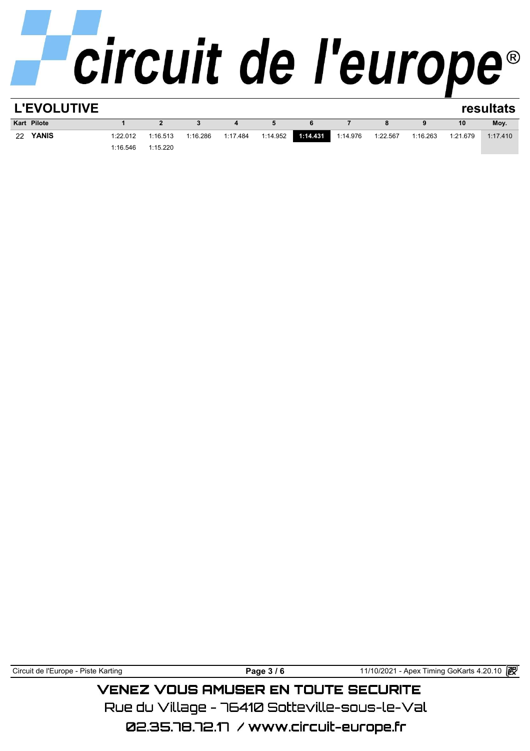# circuit de l'europe®

## L'EVOLUTIVE

**resultats**

| Kart | Pilote | 1 | 2 | 3 | 4 | 5 | 6 | 7 | 8 | 9 | 10 | Moy. |
|---|---|---|---|---|---|---|---|---|---|---|---|---|
| 22 | **YANIS** | 1:22.012 | 1:16.513 | 1:16.286 | 1:17.484 | 1:14.952 | **1:14.431** | 1:14.976 | 1:22.567 | 1:16.263 | 1:21.679 | 1:17.410 |
| | | 1:16.546 | 1:15.220 | | | | | | | | | |

Circuit de l'Europe - Piste Karting

11/10/2021 - Apex Timing GoKarts 4.20.10

VENEZ VOUS AMUSER EN TOUTE SECURITE

Rue du Village - 76410 Sotteville-sous-le-Val

02.35.78.72.17 / www.circuit-europe.fr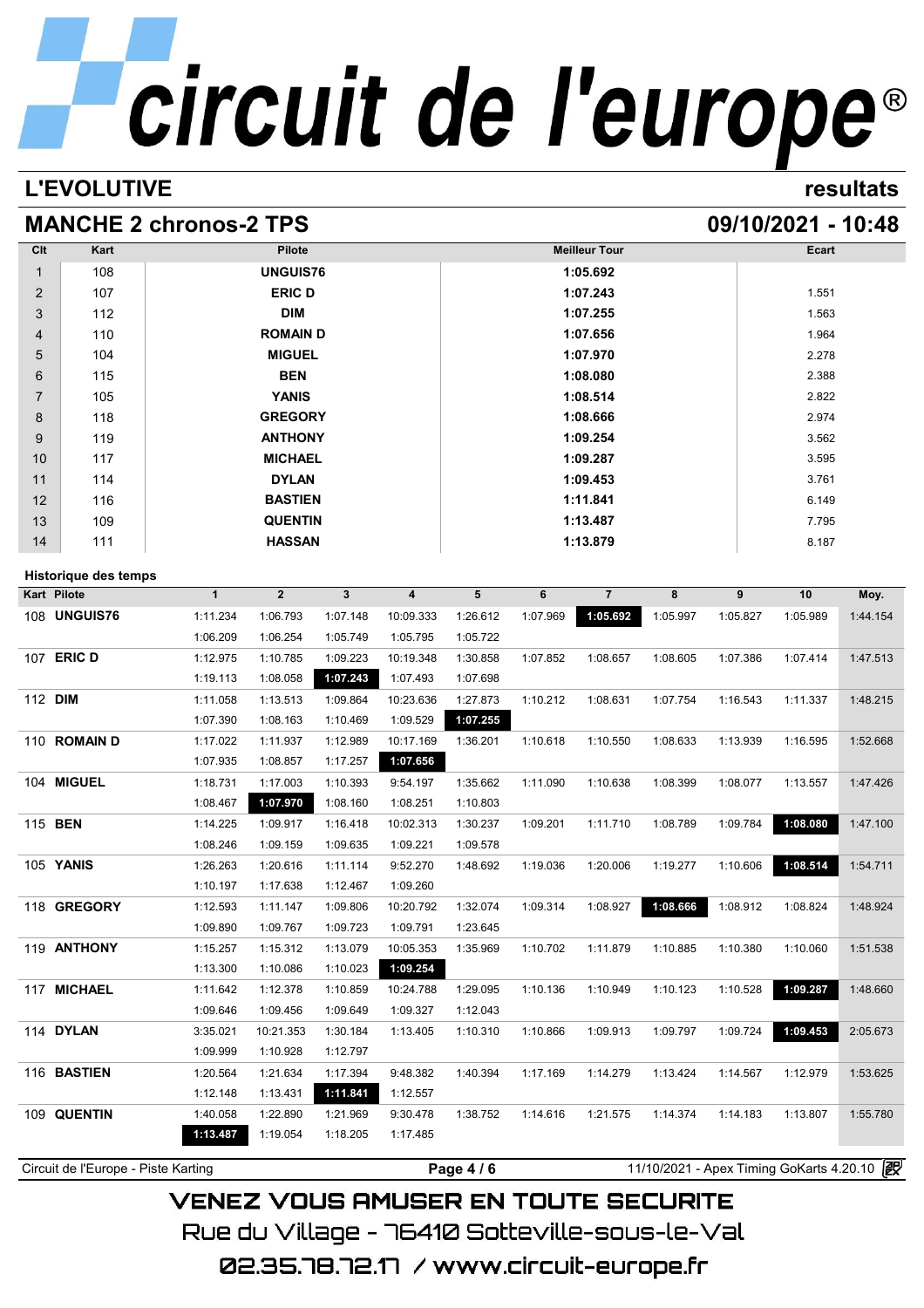# circuit de l'europe®

## L'EVOLUTIVE

**resultats**

## MANCHE 2 chronos-2 TPS

**09/10/2021 - 10:48**

| Clt | Kart | Pilote | Meilleur Tour | Ecart |
|---|---|---|---|---|
| 1 | 108 | **UNGUIS76** | **1:05.692** | |
| 2 | 107 | **ERIC D** | **1:07.243** | 1.551 |
| 3 | 112 | **DIM** | **1:07.255** | 1.563 |
| 4 | 110 | **ROMAIN D** | **1:07.656** | 1.964 |
| 5 | 104 | **MIGUEL** | **1:07.970** | 2.278 |
| 6 | 115 | **BEN** | **1:08.080** | 2.388 |
| 7 | 105 | **YANIS** | **1:08.514** | 2.822 |
| 8 | 118 | **GREGORY** | **1:08.666** | 2.974 |
| 9 | 119 | **ANTHONY** | **1:09.254** | 3.562 |
| 10 | 117 | **MICHAEL** | **1:09.287** | 3.595 |
| 11 | 114 | **DYLAN** | **1:09.453** | 3.761 |
| 12 | 116 | **BASTIEN** | **1:11.841** | 6.149 |
| 13 | 109 | **QUENTIN** | **1:13.487** | 7.795 |
| 14 | 111 | **HASSAN** | **1:13.879** | 8.187 |

### Historique des temps

| Kart Pilote | 1 | 2 | 3 | 4 | 5 | 6 | 7 | 8 | 9 | 10 | Moy. |
|---|---|---|---|---|---|---|---|---|---|---|---|
| 108 **UNGUIS76** | 1:11.234 | 1:06.793 | 1:07.148 | 10:09.333 | 1:26.612 | 1:07.969 | **1:05.692** | 1:05.997 | 1:05.827 | 1:05.989 | 1:44.154 |
| | 1:06.209 | 1:06.254 | 1:05.749 | 1:05.795 | 1:05.722 | | | | | | |
| 107 **ERIC D** | 1:12.975 | 1:10.785 | 1:09.223 | 10:19.348 | 1:30.858 | 1:07.852 | 1:08.657 | 1:08.605 | 1:07.386 | 1:07.414 | 1:47.513 |
| | 1:19.113 | 1:08.058 | **1:07.243** | 1:07.493 | 1:07.698 | | | | | | |
| 112 **DIM** | 1:11.058 | 1:13.513 | 1:09.864 | 10:23.636 | 1:27.873 | 1:10.212 | 1:08.631 | 1:07.754 | 1:16.543 | 1:11.337 | 1:48.215 |
| | 1:07.390 | 1:08.163 | 1:10.469 | 1:09.529 | **1:07.255** | | | | | | |
| 110 **ROMAIN D** | 1:17.022 | 1:11.937 | 1:12.989 | 10:17.169 | 1:36.201 | 1:10.618 | 1:10.550 | 1:08.633 | 1:13.939 | 1:16.595 | 1:52.668 |
| | 1:07.935 | 1:08.857 | 1:17.257 | **1:07.656** | | | | | | | |
| 104 **MIGUEL** | 1:18.731 | 1:17.003 | 1:10.393 | 9:54.197 | 1:35.662 | 1:11.090 | 1:10.638 | 1:08.399 | 1:08.077 | 1:13.557 | 1:47.426 |
| | 1:08.467 | **1:07.970** | 1:08.160 | 1:08.251 | 1:10.803 | | | | | | |
| 115 **BEN** | 1:14.225 | 1:09.917 | 1:16.418 | 10:02.313 | 1:30.237 | 1:09.201 | 1:11.710 | 1:08.789 | 1:09.784 | **1:08.080** | 1:47.100 |
| | 1:08.246 | 1:09.159 | 1:09.635 | 1:09.221 | 1:09.578 | | | | | | |
| 105 **YANIS** | 1:26.263 | 1:20.616 | 1:11.114 | 9:52.270 | 1:48.692 | 1:19.036 | 1:20.006 | 1:19.277 | 1:10.606 | **1:08.514** | 1:54.711 |
| | 1:10.197 | 1:17.638 | 1:12.467 | 1:09.260 | | | | | | | |
| 118 **GREGORY** | 1:12.593 | 1:11.147 | 1:09.806 | 10:20.792 | 1:32.074 | 1:09.314 | 1:08.927 | **1:08.666** | 1:08.912 | 1:08.824 | 1:48.924 |
| | 1:09.890 | 1:09.767 | 1:09.723 | 1:09.791 | 1:23.645 | | | | | | |
| 119 **ANTHONY** | 1:15.257 | 1:15.312 | 1:13.079 | 10:05.353 | 1:35.969 | 1:10.702 | 1:11.879 | 1:10.885 | 1:10.380 | 1:10.060 | 1:51.538 |
| | 1:13.300 | 1:10.086 | 1:10.023 | **1:09.254** | | | | | | | |
| 117 **MICHAEL** | 1:11.642 | 1:12.378 | 1:10.859 | 10:24.788 | 1:29.095 | 1:10.136 | 1:10.949 | 1:10.123 | 1:10.528 | **1:09.287** | 1:48.660 |
| | 1:09.646 | 1:09.456 | 1:09.649 | 1:09.327 | 1:12.043 | | | | | | |
| 114 **DYLAN** | 3:35.021 | 10:21.353 | 1:30.184 | 1:13.405 | 1:10.310 | 1:10.866 | 1:09.913 | 1:09.797 | 1:09.724 | **1:09.453** | 2:05.673 |
| | 1:09.999 | 1:10.928 | 1:12.797 | | | | | | | | |
| 116 **BASTIEN** | 1:20.564 | 1:21.634 | 1:17.394 | 9:48.382 | 1:40.394 | 1:17.169 | 1:14.279 | 1:13.424 | 1:14.567 | 1:12.979 | 1:53.625 |
| | 1:12.148 | 1:13.431 | **1:11.841** | 1:12.557 | | | | | | | |
| 109 **QUENTIN** | 1:40.058 | 1:22.890 | 1:21.969 | 9:30.478 | 1:38.752 | 1:14.616 | 1:21.575 | 1:14.374 | 1:14.183 | 1:13.807 | 1:55.780 |
| | **1:13.487** | 1:19.054 | 1:18.205 | 1:17.485 | | | | | | | |

Circuit de l'Europe - Piste Karting — 11/10/2021 - Apex Timing GoKarts 4.20.10

VENEZ VOUS AMUSER EN TOUTE SECURITE

Rue du Village - 76410 Sotteville-sous-le-Val

02.35.78.72.17 / www.circuit-europe.fr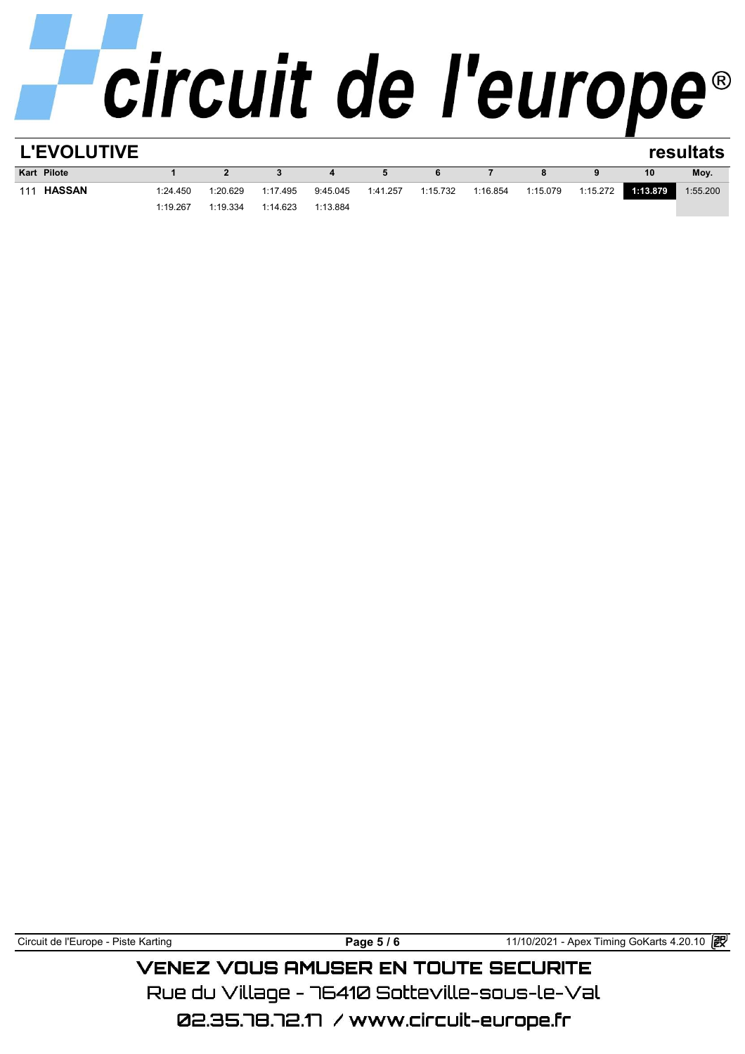# circuit de l'europe®

## L'EVOLUTIVE

**resultats**

| Kart | Pilote | 1 | 2 | 3 | 4 | 5 | 6 | 7 | 8 | 9 | 10 | Moy. |
|---|---|---|---|---|---|---|---|---|---|---|---|---|
| 111 | **HASSAN** | 1:24.450 | 1:20.629 | 1:17.495 | 9:45.045 | 1:41.257 | 1:15.732 | 1:16.854 | 1:15.079 | 1:15.272 | **1:13.879** | 1:55.200 |
| | | 1:19.267 | 1:19.334 | 1:14.623 | 1:13.884 | | | | | | | |

Circuit de l'Europe - Piste Karting — 11/10/2021 - Apex Timing GoKarts 4.20.10

VENEZ VOUS AMUSER EN TOUTE SECURITE
Rue du Village - 76410 Sotteville-sous-le-Val
02.35.78.72.17 / www.circuit-europe.fr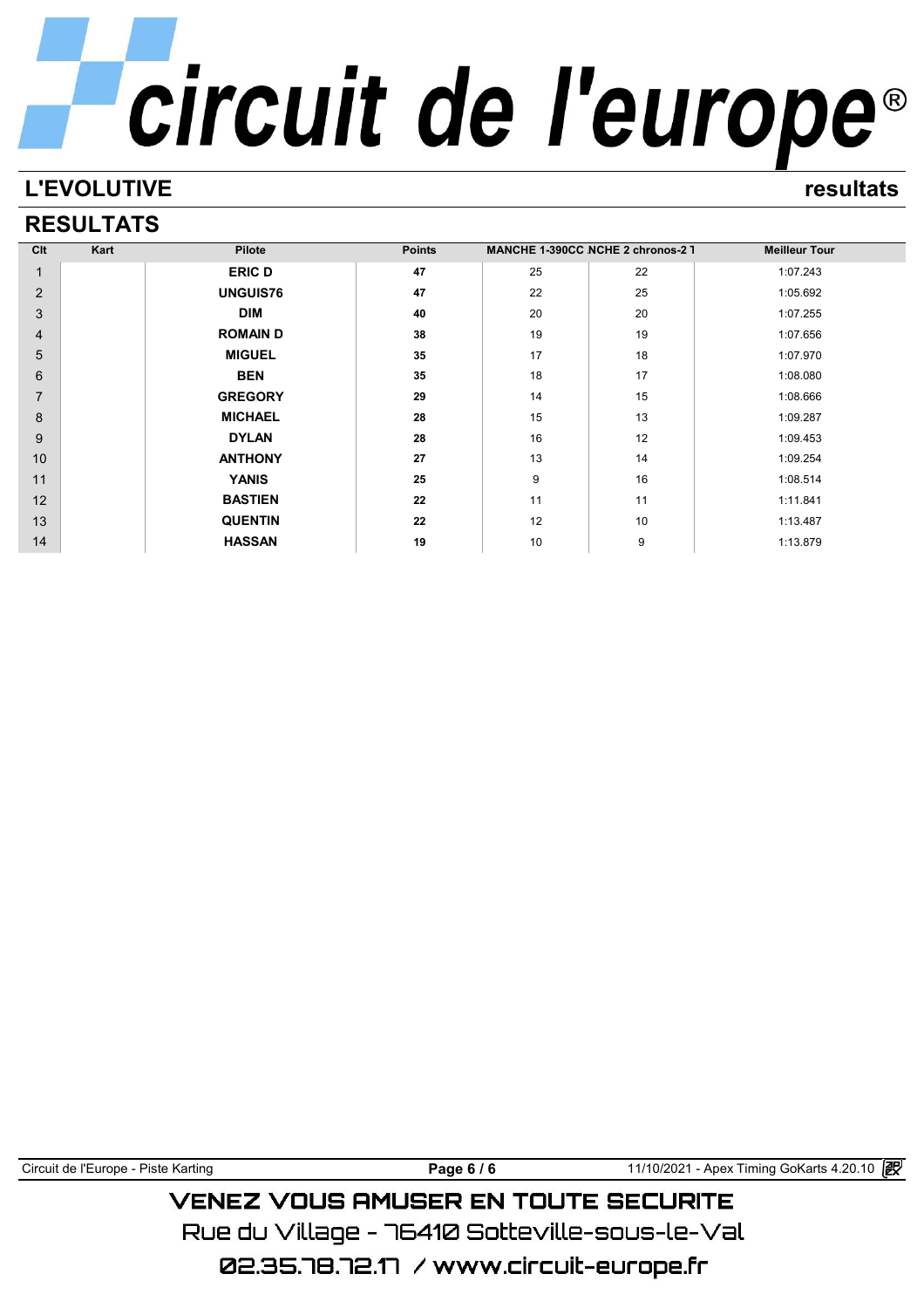# circuit de l'europe®

## L'EVOLUTIVE

resultats

## RESULTATS

| Clt | Kart | Pilote | Points | MANCHE 1-390CC | NCHE 2 chronos-2 1 | Meilleur Tour |
|---|---|---|---|---|---|---|
| 1 | | ERIC D | 47 | 25 | 22 | 1:07.243 |
| 2 | | UNGUIS76 | 47 | 22 | 25 | 1:05.692 |
| 3 | | DIM | 40 | 20 | 20 | 1:07.255 |
| 4 | | ROMAIN D | 38 | 19 | 19 | 1:07.656 |
| 5 | | MIGUEL | 35 | 17 | 18 | 1:07.970 |
| 6 | | BEN | 35 | 18 | 17 | 1:08.080 |
| 7 | | GREGORY | 29 | 14 | 15 | 1:08.666 |
| 8 | | MICHAEL | 28 | 15 | 13 | 1:09.287 |
| 9 | | DYLAN | 28 | 16 | 12 | 1:09.453 |
| 10 | | ANTHONY | 27 | 13 | 14 | 1:09.254 |
| 11 | | YANIS | 25 | 9 | 16 | 1:08.514 |
| 12 | | BASTIEN | 22 | 11 | 11 | 1:11.841 |
| 13 | | QUENTIN | 22 | 12 | 10 | 1:13.487 |
| 14 | | HASSAN | 19 | 10 | 9 | 1:13.879 |

Circuit de l'Europe - Piste Karting

11/10/2021 - Apex Timing GoKarts 4.20.10

VENEZ VOUS AMUSER EN TOUTE SECURITE

Rue du Village - 76410 Sotteville-sous-le-Val

02.35.78.72.17 / www.circuit-europe.fr